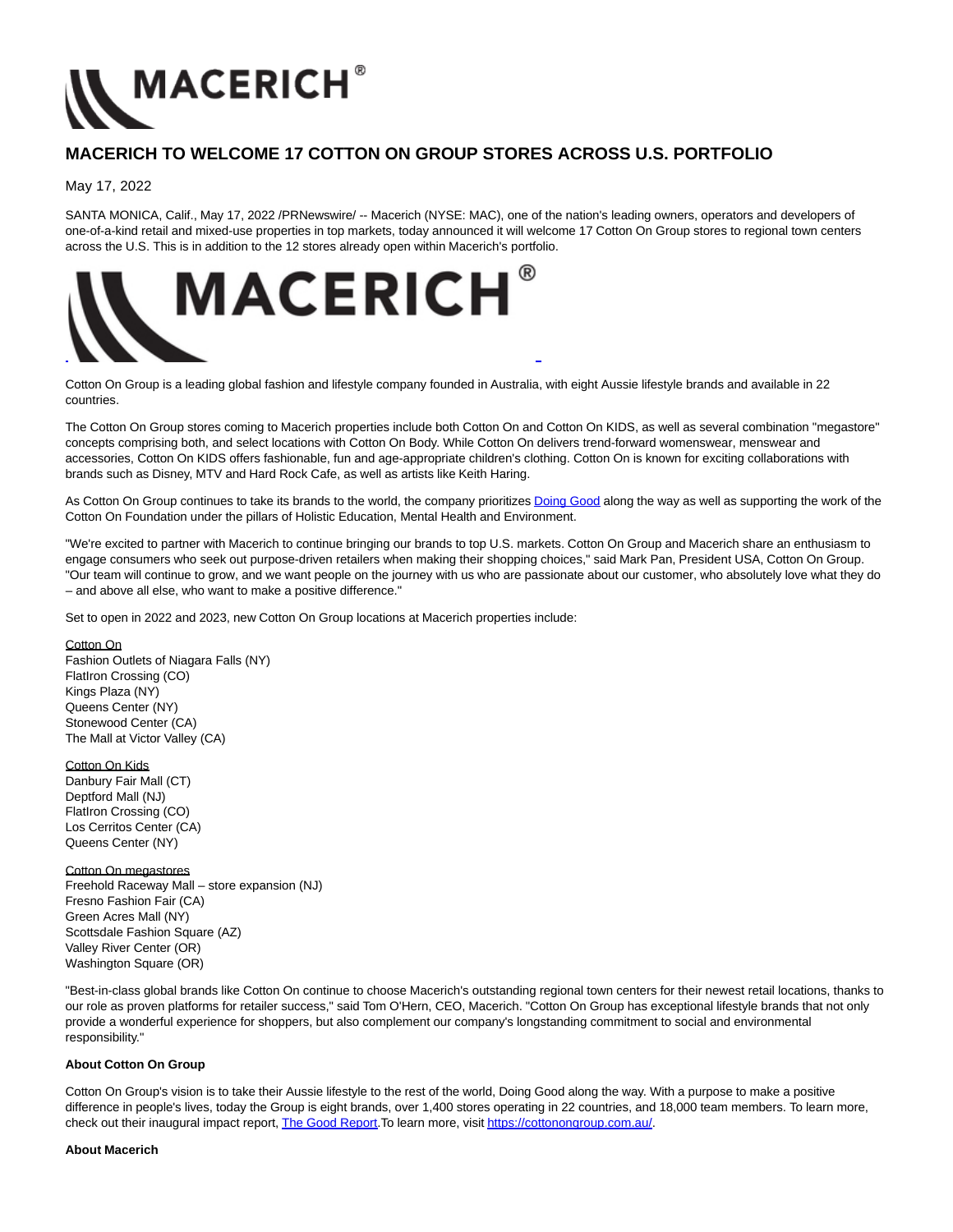# MACERICH TO WELCOME 17 COTTON ON GROUP STORES ACROSS U.S. PORTFOLIO

May 17, 2022

SANTA MONICA, Calif., May 17, 2022 /PRNewswire/ -- Macerich (NYSE: MAC), one of the nation's leading owners, operators and developers of one-of-a-kind retail and mixed-use properties in top markets, today announced it will welcome 17 Cotton On Group stores to regional town centers across the U.S. This is in addition to the 12 stores already open within Macerich's portfolio.

Cotton On Group is a leading global fashion and lifestyle company founded in Australia, with eight Aussie lifestyle brands and available in 22 countries.

The Cotton On Group stores coming to Macerich properties include both Cotton On and Cotton On KIDS, as well as several combination "megastore" concepts comprising both, and select locations with Cotton On Body. While Cotton On delivers trend-forward womenswear, menswear and accessories, Cotton On KIDS offers fashionable, fun and age-appropriate children's clothing. Cotton On is known for exciting collaborations with brands such as Disney, MTV and Hard Rock Cafe, as well as artists like Keith Haring.

As Cotton On Group continues to take its brands to the world, the company prioritizes Doing Good along the way as well as supporting the work of the Cotton On Foundation under the pillars of Holistic Education, Mental Health and Environment.

"We're excited to partner with Macerich to continue bringing our brands to top U.S. markets. Cotton On Group and Macerich share an enthusiasm to engage consumers who seek out purpose-driven retailers when making their shopping choices," said Mark Pan, President USA, Cotton On Group. "Our team will continue to grow, and we want people on the journey with us who are passionate about our customer, who absolutely love what they do – and above all else, who want to make a positive difference."

Set to open in 2022 and 2023, new Cotton On Group locations at Macerich properties include:

Cotton On
Fashion Outlets of Niagara Falls (NY)
FlatIron Crossing (CO)
Kings Plaza (NY)
Queens Center (NY)
Stonewood Center (CA)
The Mall at Victor Valley (CA)

Cotton On Kids
Danbury Fair Mall (CT)
Deptford Mall (NJ)
FlatIron Crossing (CO)
Los Cerritos Center (CA)
Queens Center (NY)

Cotton On megastores
Freehold Raceway Mall – store expansion (NJ)
Fresno Fashion Fair (CA)
Green Acres Mall (NY)
Scottsdale Fashion Square (AZ)
Valley River Center (OR)
Washington Square (OR)

"Best-in-class global brands like Cotton On continue to choose Macerich's outstanding regional town centers for their newest retail locations, thanks to our role as proven platforms for retailer success," said Tom O'Hern, CEO, Macerich. "Cotton On Group has exceptional lifestyle brands that not only provide a wonderful experience for shoppers, but also complement our company's longstanding commitment to social and environmental responsibility."

**About Cotton On Group**

Cotton On Group's vision is to take their Aussie lifestyle to the rest of the world, Doing Good along the way. With a purpose to make a positive difference in people's lives, today the Group is eight brands, over 1,400 stores operating in 22 countries, and 18,000 team members. To learn more, check out their inaugural impact report, The Good Report.To learn more, visit https://cottonongroup.com.au/.

**About Macerich**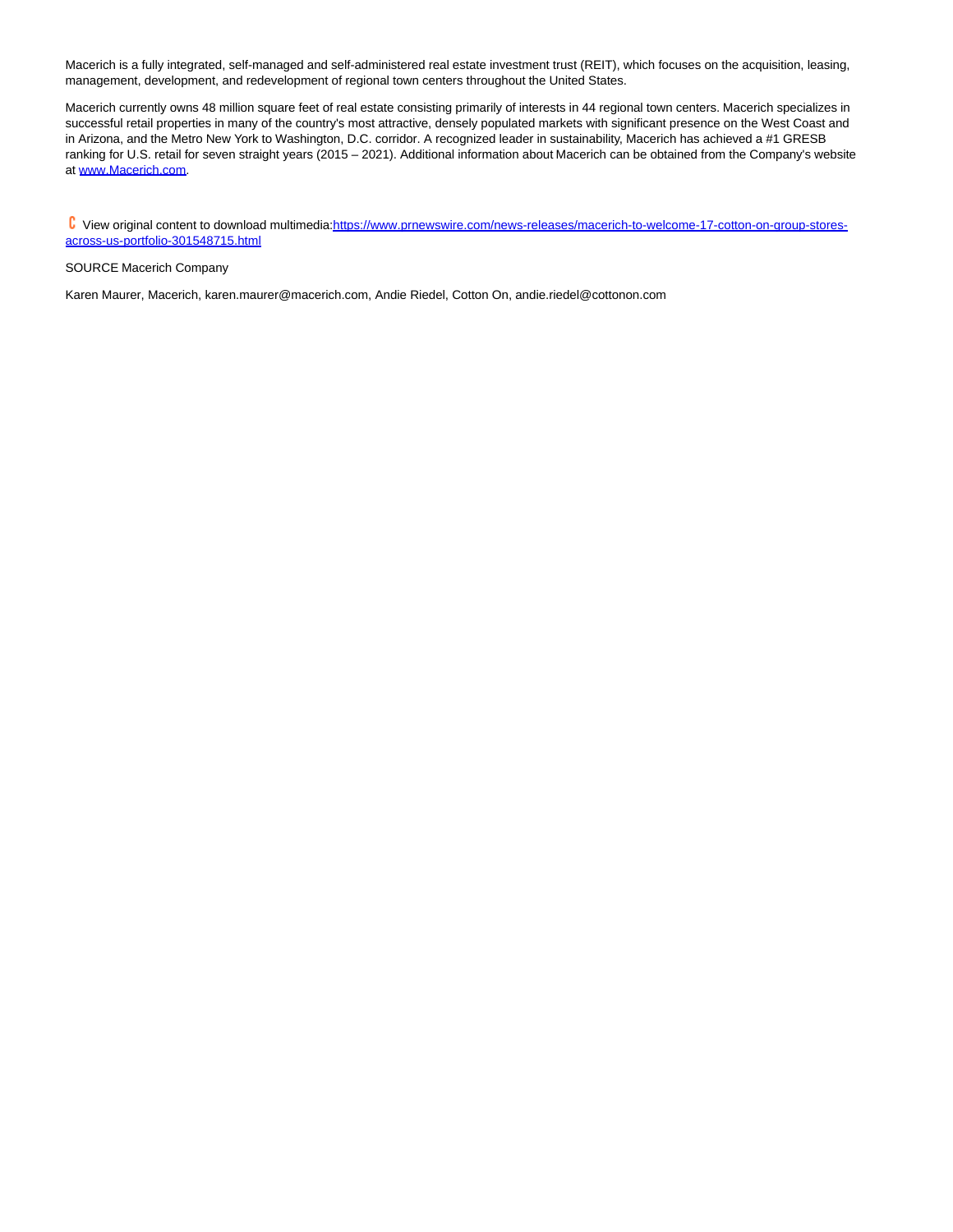Macerich is a fully integrated, self-managed and self-administered real estate investment trust (REIT), which focuses on the acquisition, leasing, management, development, and redevelopment of regional town centers throughout the United States.

Macerich currently owns 48 million square feet of real estate consisting primarily of interests in 44 regional town centers. Macerich specializes in successful retail properties in many of the country's most attractive, densely populated markets with significant presence on the West Coast and in Arizona, and the Metro New York to Washington, D.C. corridor. A recognized leader in sustainability, Macerich has achieved a #1 GRESB ranking for U.S. retail for seven straight years (2015 – 2021). Additional information about Macerich can be obtained from the Company's website at [www.Macerich.com](www.Macerich.com).

View original content to download multimedia:[https://www.prnewswire.com/news-releases/macerich-to-welcome-17-cotton-on-group-stores-across-us-portfolio-301548715.html](https://www.prnewswire.com/news-releases/macerich-to-welcome-17-cotton-on-group-stores-across-us-portfolio-301548715.html)

SOURCE Macerich Company

Karen Maurer, Macerich, karen.maurer@macerich.com, Andie Riedel, Cotton On, andie.riedel@cottonon.com